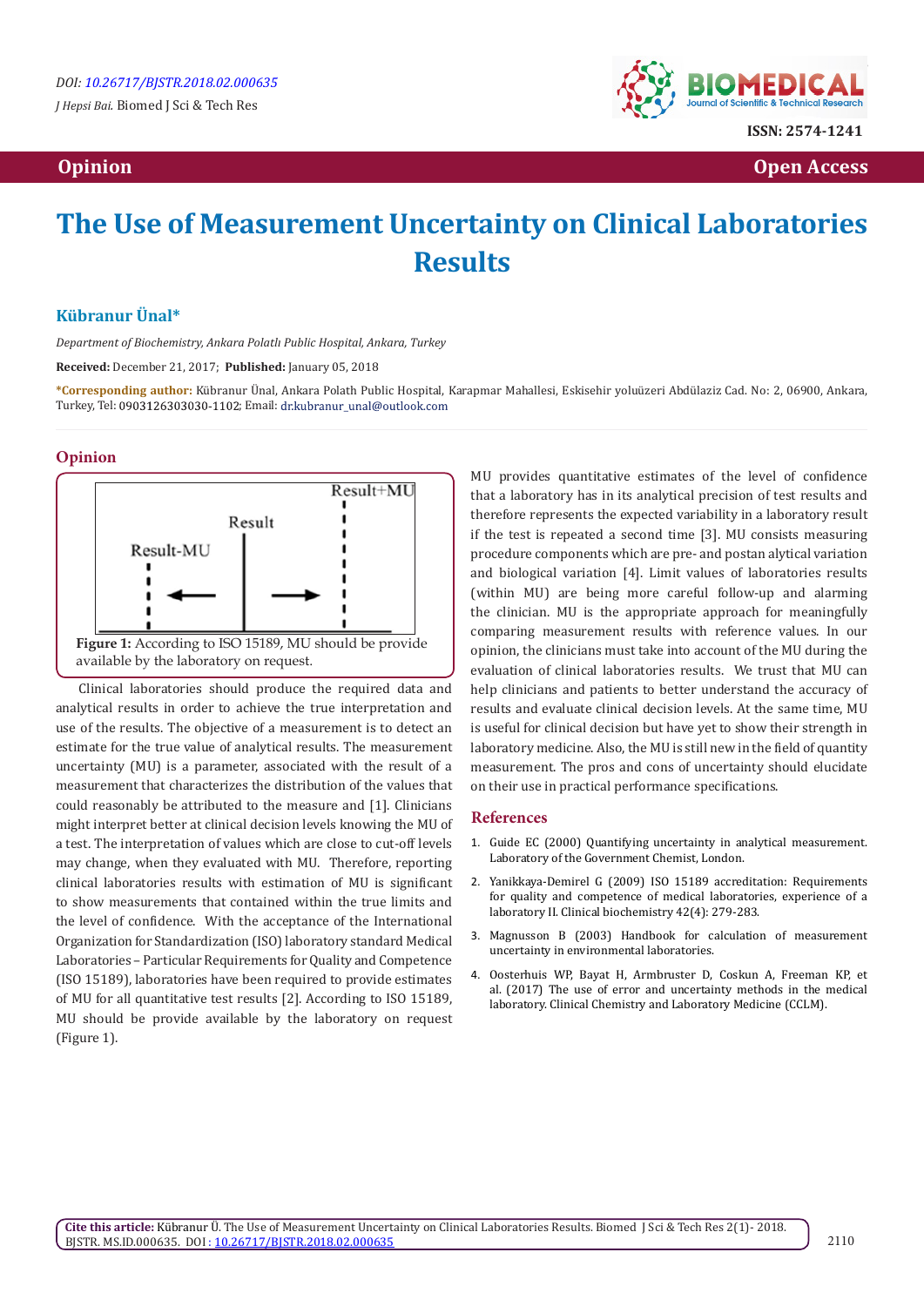# The Use of Measurement Uncertainty on Clinical Laboratories Results

**Kübranur Ünal***

*Department of Biochemistry, Ankara Polatlı Public Hospital, Ankara, Turkey*

**Received:** December 21, 2017; **Published:** January 05, 2018

**\*Corresponding author:** Kübranur Ünal, Ankara Polath Public Hospital, Karapmar Mahallesi, Eskisehir yoluüzeri Abdülaziz Cad. No: 2, 06900, Ankara, Turkey, Tel: 0903126303030-1102; Email: dr.kubranur_unal@outlook.com

## Opinion

Result+MU

Result

Result-MU

**Figure 1:** According to ISO 15189, MU should be provide available by the laboratory on request.

Clinical laboratories should produce the required data and analytical results in order to achieve the true interpretation and use of the results. The objective of a measurement is to detect an estimate for the true value of analytical results. The measurement uncertainty (MU) is a parameter, associated with the result of a measurement that characterizes the distribution of the values that could reasonably be attributed to the measure and [1]. Clinicians might interpret better at clinical decision levels knowing the MU of a test. The interpretation of values which are close to cut-off levels may change, when they evaluated with MU. Therefore, reporting clinical laboratories results with estimation of MU is significant to show measurements that contained within the true limits and the level of confidence. With the acceptance of the International Organization for Standardization (ISO) laboratory standard Medical Laboratories – Particular Requirements for Quality and Competence (ISO 15189), laboratories have been required to provide estimates of MU for all quantitative test results [2]. According to ISO 15189, MU should be provide available by the laboratory on request (Figure 1).

MU provides quantitative estimates of the level of confidence that a laboratory has in its analytical precision of test results and therefore represents the expected variability in a laboratory result if the test is repeated a second time [3]. MU consists measuring procedure components which are pre- and postan alytical variation and biological variation [4]. Limit values of laboratories results (within MU) are being more careful follow-up and alarming the clinician. MU is the appropriate approach for meaningfully comparing measurement results with reference values. In our opinion, the clinicians must take into account of the MU during the evaluation of clinical laboratories results. We trust that MU can help clinicians and patients to better understand the accuracy of results and evaluate clinical decision levels. At the same time, MU is useful for clinical decision but have yet to show their strength in laboratory medicine. Also, the MU is still new in the field of quantity measurement. The pros and cons of uncertainty should elucidate on their use in practical performance specifications.

## References

1. Guide EC (2000) Quantifying uncertainty in analytical measurement. Laboratory of the Government Chemist, London.
2. Yanikkaya-Demirel G (2009) ISO 15189 accreditation: Requirements for quality and competence of medical laboratories, experience of a laboratory II. Clinical biochemistry 42(4): 279-283.
3. Magnusson B (2003) Handbook for calculation of measurement uncertainty in environmental laboratories.
4. Oosterhuis WP, Bayat H, Armbruster D, Coskun A, Freeman KP, et al. (2017) The use of error and uncertainty methods in the medical laboratory. Clinical Chemistry and Laboratory Medicine (CCLM).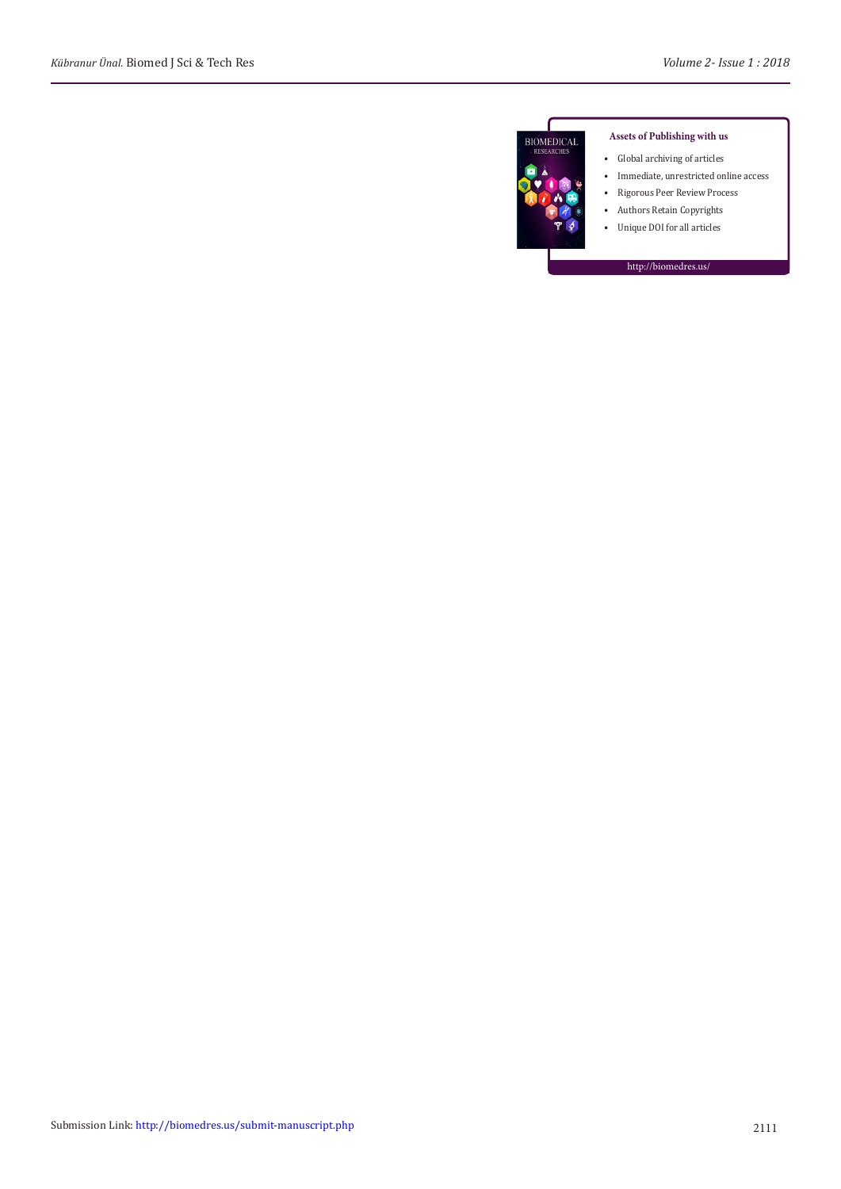### Assets of Publishing with us

- Global archiving of articles
- Immediate, unrestricted online access
- Rigorous Peer Review Process
- Authors Retain Copyrights
- Unique DOI for all articles

http://biomedres.us/

Submission Link: http://biomedres.us/submit-manuscript.php